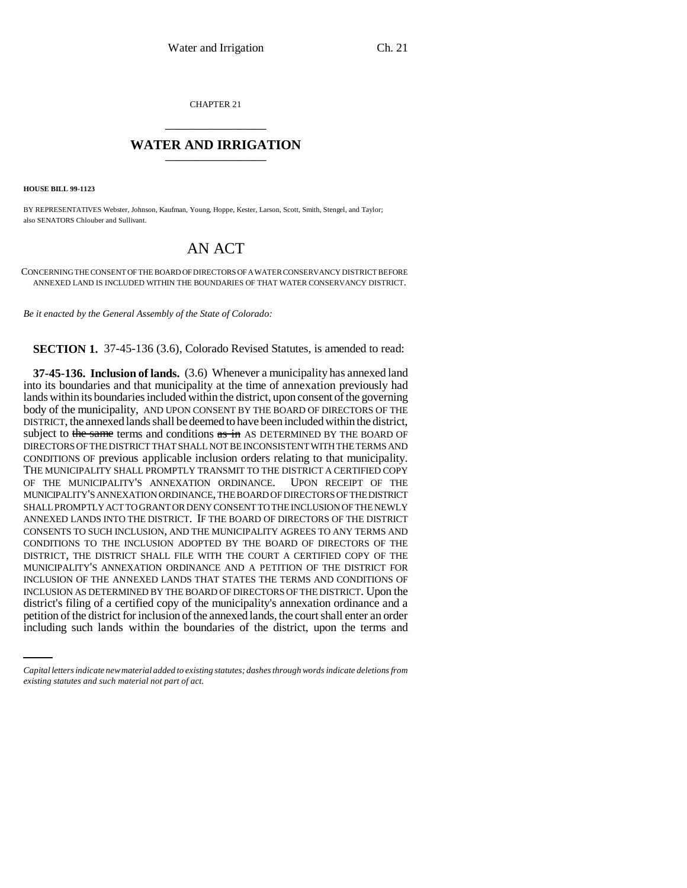CHAPTER 21

# WATER AND IRRIGATION

**HOUSE BILL 99-1123**

BY REPRESENTATIVES Webster, Johnson, Kaufman, Young, Hoppe, Kester, Larson, Scott, Smith, Stengel, and Taylor; also SENATORS Chlouber and Sullivant.

# AN ACT

CONCERNING THE CONSENT OF THE BOARD OF DIRECTORS OF A WATER CONSERVANCY DISTRICT BEFORE ANNEXED LAND IS INCLUDED WITHIN THE BOUNDARIES OF THAT WATER CONSERVANCY DISTRICT.

*Be it enacted by the General Assembly of the State of Colorado:*

**SECTION 1.** 37-45-136 (3.6), Colorado Revised Statutes, is amended to read:

**37-45-136. Inclusion of lands.** (3.6) Whenever a municipality has annexed land into its boundaries and that municipality at the time of annexation previously had lands within its boundaries included within the district, upon consent of the governing body of the municipality, AND UPON CONSENT BY THE BOARD OF DIRECTORS OF THE DISTRICT, the annexed lands shall be deemed to have been included within the district, subject to ~~the same~~ terms and conditions ~~as in~~ AS DETERMINED BY THE BOARD OF DIRECTORS OF THE DISTRICT THAT SHALL NOT BE INCONSISTENT WITH THE TERMS AND CONDITIONS OF previous applicable inclusion orders relating to that municipality. THE MUNICIPALITY SHALL PROMPTLY TRANSMIT TO THE DISTRICT A CERTIFIED COPY OF THE MUNICIPALITY'S ANNEXATION ORDINANCE. UPON RECEIPT OF THE MUNICIPALITY'S ANNEXATION ORDINANCE, THE BOARD OF DIRECTORS OF THE DISTRICT SHALL PROMPTLY ACT TO GRANT OR DENY CONSENT TO THE INCLUSION OF THE NEWLY ANNEXED LANDS INTO THE DISTRICT. IF THE BOARD OF DIRECTORS OF THE DISTRICT CONSENTS TO SUCH INCLUSION, AND THE MUNICIPALITY AGREES TO ANY TERMS AND CONDITIONS TO THE INCLUSION ADOPTED BY THE BOARD OF DIRECTORS OF THE DISTRICT, THE DISTRICT SHALL FILE WITH THE COURT A CERTIFIED COPY OF THE MUNICIPALITY'S ANNEXATION ORDINANCE AND A PETITION OF THE DISTRICT FOR INCLUSION OF THE ANNEXED LANDS THAT STATES THE TERMS AND CONDITIONS OF INCLUSION AS DETERMINED BY THE BOARD OF DIRECTORS OF THE DISTRICT. Upon the district's filing of a certified copy of the municipality's annexation ordinance and a petition of the district for inclusion of the annexed lands, the court shall enter an order including such lands within the boundaries of the district, upon the terms and

*Capital letters indicate new material added to existing statutes; dashes through words indicate deletions from existing statutes and such material not part of act.*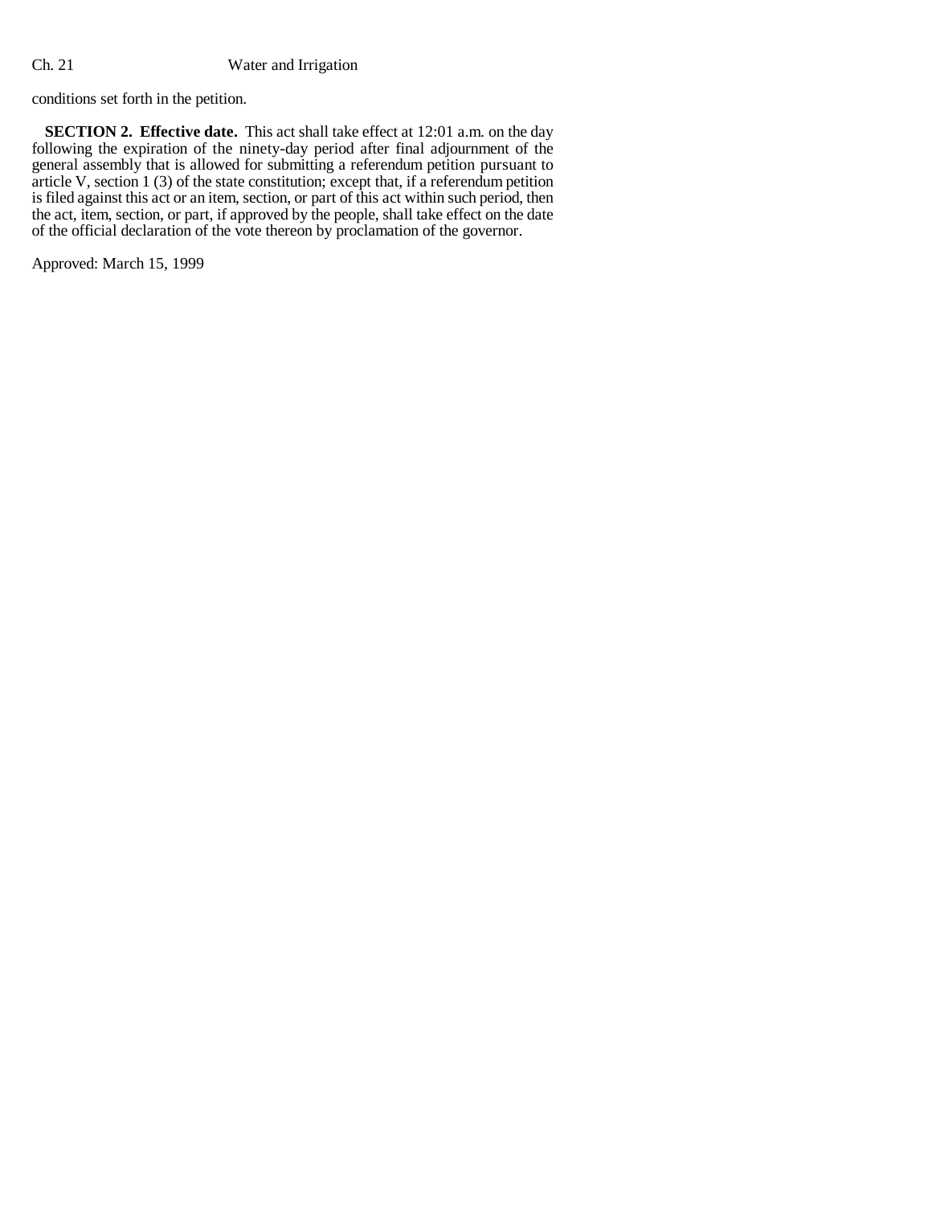conditions set forth in the petition.

**SECTION 2. Effective date.** This act shall take effect at 12:01 a.m. on the day following the expiration of the ninety-day period after final adjournment of the general assembly that is allowed for submitting a referendum petition pursuant to article V, section 1 (3) of the state constitution; except that, if a referendum petition is filed against this act or an item, section, or part of this act within such period, then the act, item, section, or part, if approved by the people, shall take effect on the date of the official declaration of the vote thereon by proclamation of the governor.

Approved: March 15, 1999